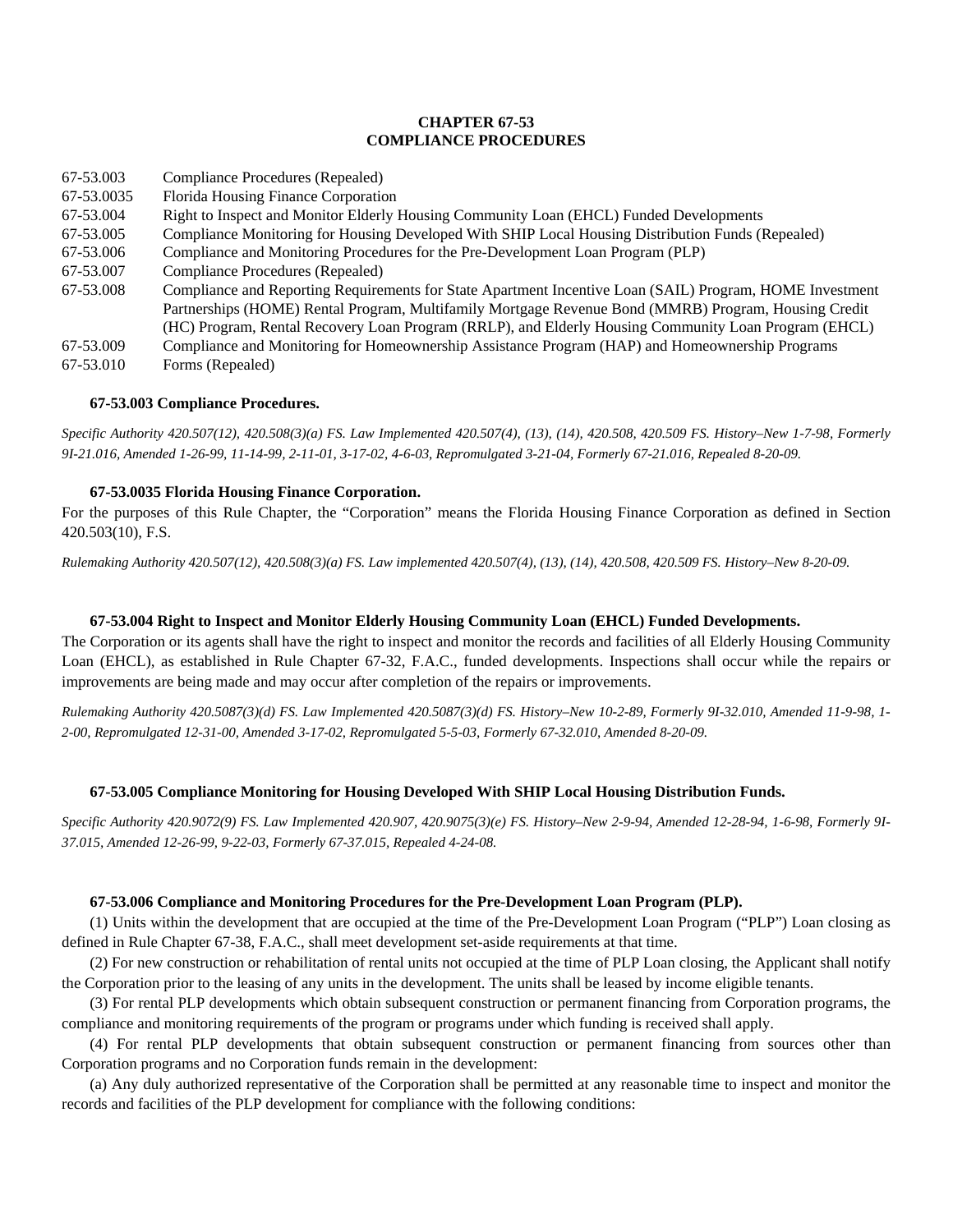# CHAPTER 67-53
# COMPLIANCE PROCEDURES

| | |
|---|---|
| 67-53.003 | Compliance Procedures (Repealed) |
| 67-53.0035 | Florida Housing Finance Corporation |
| 67-53.004 | Right to Inspect and Monitor Elderly Housing Community Loan (EHCL) Funded Developments |
| 67-53.005 | Compliance Monitoring for Housing Developed With SHIP Local Housing Distribution Funds (Repealed) |
| 67-53.006 | Compliance and Monitoring Procedures for the Pre-Development Loan Program (PLP) |
| 67-53.007 | Compliance Procedures (Repealed) |
| 67-53.008 | Compliance and Reporting Requirements for State Apartment Incentive Loan (SAIL) Program, HOME Investment Partnerships (HOME) Rental Program, Multifamily Mortgage Revenue Bond (MMRB) Program, Housing Credit (HC) Program, Rental Recovery Loan Program (RRLP), and Elderly Housing Community Loan Program (EHCL) |
| 67-53.009 | Compliance and Monitoring for Homeownership Assistance Program (HAP) and Homeownership Programs |
| 67-53.010 | Forms (Repealed) |

**67-53.003 Compliance Procedures.**

*Specific Authority 420.507(12), 420.508(3)(a) FS. Law Implemented 420.507(4), (13), (14), 420.508, 420.509 FS. History–New 1-7-98, Formerly 9I-21.016, Amended 1-26-99, 11-14-99, 2-11-01, 3-17-02, 4-6-03, Repromulgated 3-21-04, Formerly 67-21.016, Repealed 8-20-09.*

**67-53.0035 Florida Housing Finance Corporation.**

For the purposes of this Rule Chapter, the "Corporation" means the Florida Housing Finance Corporation as defined in Section 420.503(10), F.S.

*Rulemaking Authority 420.507(12), 420.508(3)(a) FS. Law implemented 420.507(4), (13), (14), 420.508, 420.509 FS. History–New 8-20-09.*

**67-53.004 Right to Inspect and Monitor Elderly Housing Community Loan (EHCL) Funded Developments.**

The Corporation or its agents shall have the right to inspect and monitor the records and facilities of all Elderly Housing Community Loan (EHCL), as established in Rule Chapter 67-32, F.A.C., funded developments. Inspections shall occur while the repairs or improvements are being made and may occur after completion of the repairs or improvements.

*Rulemaking Authority 420.5087(3)(d) FS. Law Implemented 420.5087(3)(d) FS. History–New 10-2-89, Formerly 9I-32.010, Amended 11-9-98, 1-2-00, Repromulgated 12-31-00, Amended 3-17-02, Repromulgated 5-5-03, Formerly 67-32.010, Amended 8-20-09.*

**67-53.005 Compliance Monitoring for Housing Developed With SHIP Local Housing Distribution Funds.**

*Specific Authority 420.9072(9) FS. Law Implemented 420.907, 420.9075(3)(e) FS. History–New 2-9-94, Amended 12-28-94, 1-6-98, Formerly 9I-37.015, Amended 12-26-99, 9-22-03, Formerly 67-37.015, Repealed 4-24-08.*

**67-53.006 Compliance and Monitoring Procedures for the Pre-Development Loan Program (PLP).**

(1) Units within the development that are occupied at the time of the Pre-Development Loan Program ("PLP") Loan closing as defined in Rule Chapter 67-38, F.A.C., shall meet development set-aside requirements at that time.

(2) For new construction or rehabilitation of rental units not occupied at the time of PLP Loan closing, the Applicant shall notify the Corporation prior to the leasing of any units in the development. The units shall be leased by income eligible tenants.

(3) For rental PLP developments which obtain subsequent construction or permanent financing from Corporation programs, the compliance and monitoring requirements of the program or programs under which funding is received shall apply.

(4) For rental PLP developments that obtain subsequent construction or permanent financing from sources other than Corporation programs and no Corporation funds remain in the development:

(a) Any duly authorized representative of the Corporation shall be permitted at any reasonable time to inspect and monitor the records and facilities of the PLP development for compliance with the following conditions: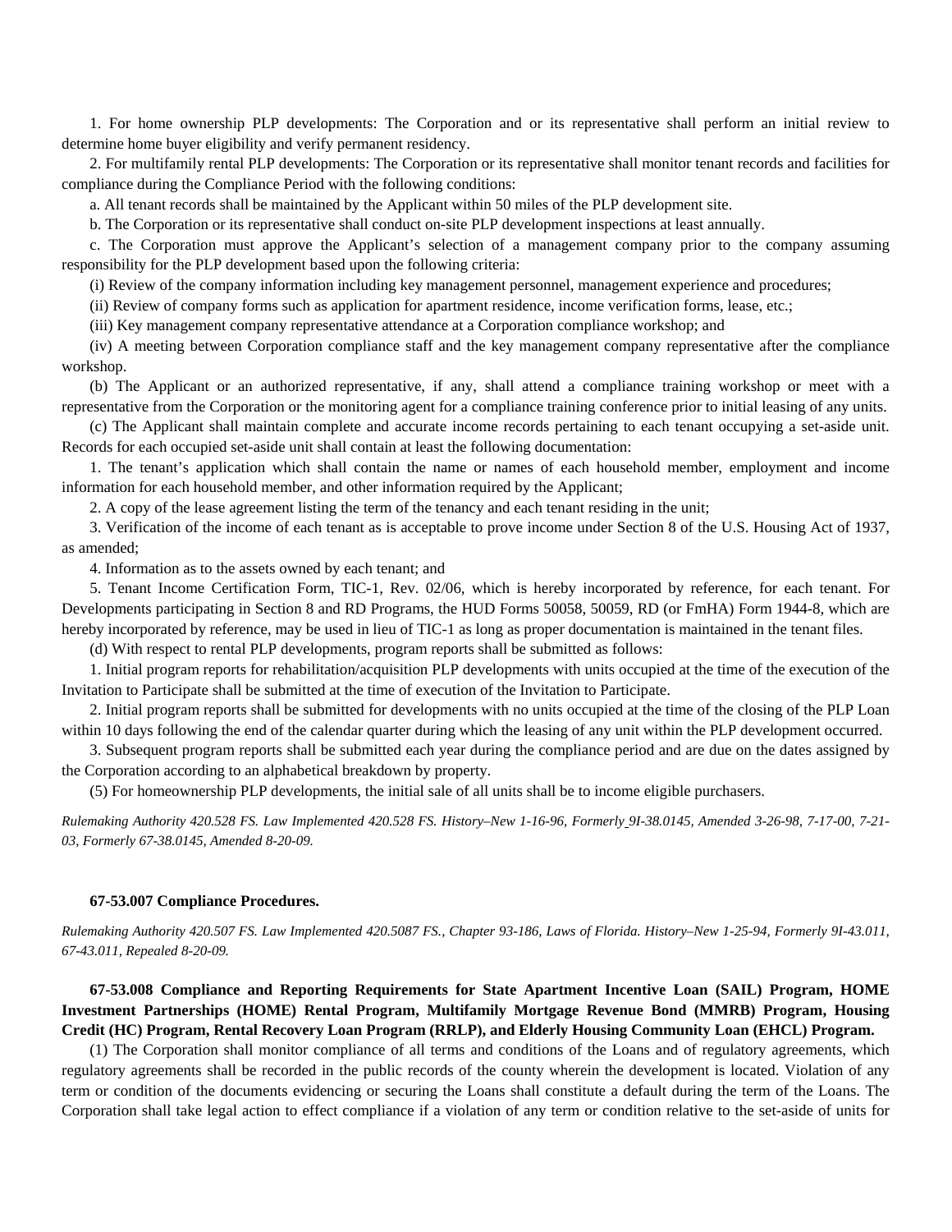1. For home ownership PLP developments: The Corporation and or its representative shall perform an initial review to determine home buyer eligibility and verify permanent residency.

2. For multifamily rental PLP developments: The Corporation or its representative shall monitor tenant records and facilities for compliance during the Compliance Period with the following conditions:

a. All tenant records shall be maintained by the Applicant within 50 miles of the PLP development site.

b. The Corporation or its representative shall conduct on-site PLP development inspections at least annually.

c. The Corporation must approve the Applicant's selection of a management company prior to the company assuming responsibility for the PLP development based upon the following criteria:

(i) Review of the company information including key management personnel, management experience and procedures;

(ii) Review of company forms such as application for apartment residence, income verification forms, lease, etc.;

(iii) Key management company representative attendance at a Corporation compliance workshop; and

(iv) A meeting between Corporation compliance staff and the key management company representative after the compliance workshop.

(b) The Applicant or an authorized representative, if any, shall attend a compliance training workshop or meet with a representative from the Corporation or the monitoring agent for a compliance training conference prior to initial leasing of any units.

(c) The Applicant shall maintain complete and accurate income records pertaining to each tenant occupying a set-aside unit. Records for each occupied set-aside unit shall contain at least the following documentation:

1. The tenant's application which shall contain the name or names of each household member, employment and income information for each household member, and other information required by the Applicant;

2. A copy of the lease agreement listing the term of the tenancy and each tenant residing in the unit;

3. Verification of the income of each tenant as is acceptable to prove income under Section 8 of the U.S. Housing Act of 1937, as amended;

4. Information as to the assets owned by each tenant; and

5. Tenant Income Certification Form, TIC-1, Rev. 02/06, which is hereby incorporated by reference, for each tenant. For Developments participating in Section 8 and RD Programs, the HUD Forms 50058, 50059, RD (or FmHA) Form 1944-8, which are hereby incorporated by reference, may be used in lieu of TIC-1 as long as proper documentation is maintained in the tenant files.

(d) With respect to rental PLP developments, program reports shall be submitted as follows:

1. Initial program reports for rehabilitation/acquisition PLP developments with units occupied at the time of the execution of the Invitation to Participate shall be submitted at the time of execution of the Invitation to Participate.

2. Initial program reports shall be submitted for developments with no units occupied at the time of the closing of the PLP Loan within 10 days following the end of the calendar quarter during which the leasing of any unit within the PLP development occurred.

3. Subsequent program reports shall be submitted each year during the compliance period and are due on the dates assigned by the Corporation according to an alphabetical breakdown by property.

(5) For homeownership PLP developments, the initial sale of all units shall be to income eligible purchasers.

*Rulemaking Authority 420.528 FS. Law Implemented 420.528 FS. History–New 1-16-96, Formerly 9I-38.0145, Amended 3-26-98, 7-17-00, 7-21-03, Formerly 67-38.0145, Amended 8-20-09.*

**67-53.007 Compliance Procedures.**

*Rulemaking Authority 420.507 FS. Law Implemented 420.5087 FS., Chapter 93-186, Laws of Florida. History–New 1-25-94, Formerly 9I-43.011, 67-43.011, Repealed 8-20-09.*

**67-53.008 Compliance and Reporting Requirements for State Apartment Incentive Loan (SAIL) Program, HOME Investment Partnerships (HOME) Rental Program, Multifamily Mortgage Revenue Bond (MMRB) Program, Housing Credit (HC) Program, Rental Recovery Loan Program (RRLP), and Elderly Housing Community Loan (EHCL) Program.**

(1) The Corporation shall monitor compliance of all terms and conditions of the Loans and of regulatory agreements, which regulatory agreements shall be recorded in the public records of the county wherein the development is located. Violation of any term or condition of the documents evidencing or securing the Loans shall constitute a default during the term of the Loans. The Corporation shall take legal action to effect compliance if a violation of any term or condition relative to the set-aside of units for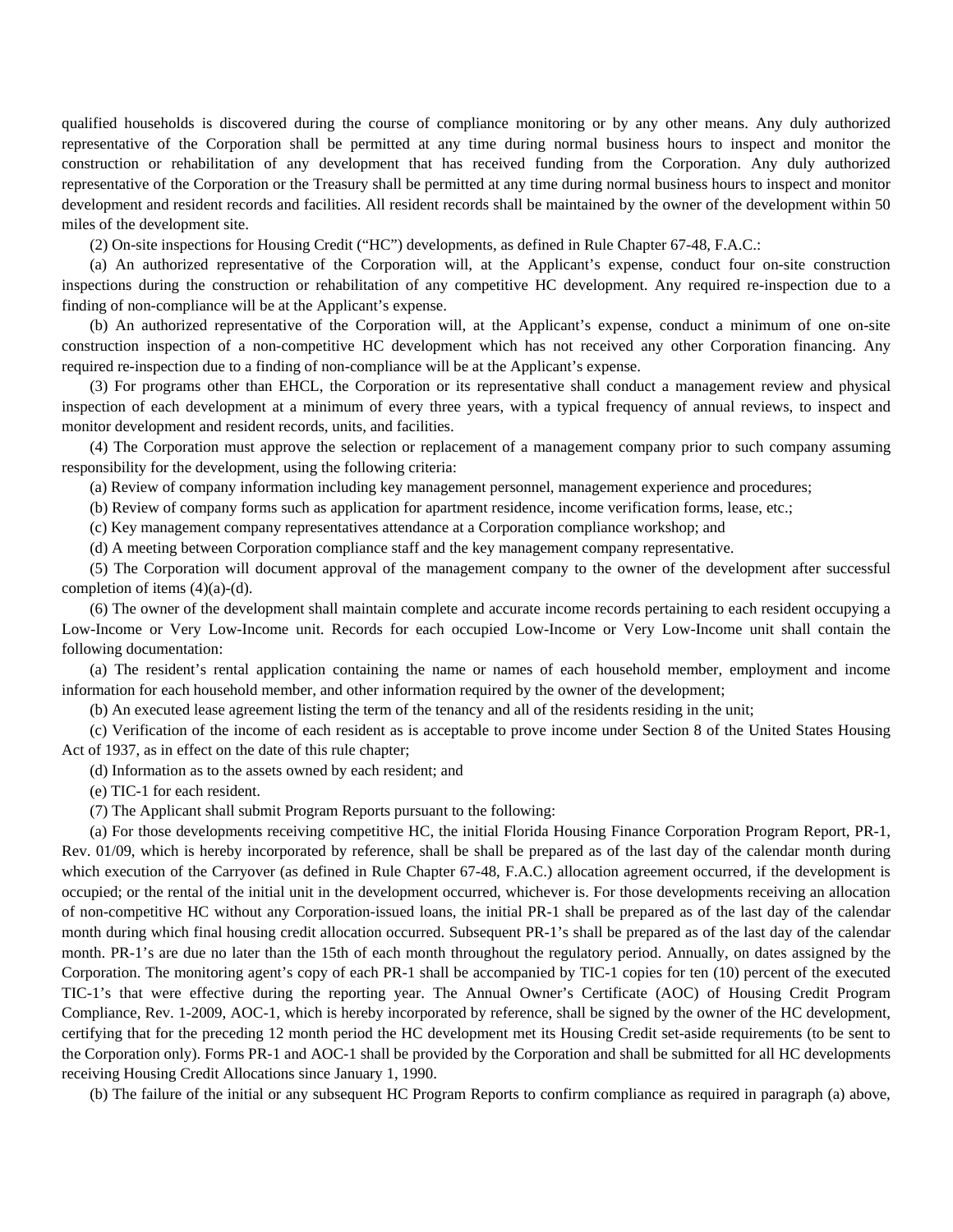qualified households is discovered during the course of compliance monitoring or by any other means. Any duly authorized representative of the Corporation shall be permitted at any time during normal business hours to inspect and monitor the construction or rehabilitation of any development that has received funding from the Corporation. Any duly authorized representative of the Corporation or the Treasury shall be permitted at any time during normal business hours to inspect and monitor development and resident records and facilities. All resident records shall be maintained by the owner of the development within 50 miles of the development site.

(2) On-site inspections for Housing Credit ("HC") developments, as defined in Rule Chapter 67-48, F.A.C.:

(a) An authorized representative of the Corporation will, at the Applicant's expense, conduct four on-site construction inspections during the construction or rehabilitation of any competitive HC development. Any required re-inspection due to a finding of non-compliance will be at the Applicant's expense.

(b) An authorized representative of the Corporation will, at the Applicant's expense, conduct a minimum of one on-site construction inspection of a non-competitive HC development which has not received any other Corporation financing. Any required re-inspection due to a finding of non-compliance will be at the Applicant's expense.

(3) For programs other than EHCL, the Corporation or its representative shall conduct a management review and physical inspection of each development at a minimum of every three years, with a typical frequency of annual reviews, to inspect and monitor development and resident records, units, and facilities.

(4) The Corporation must approve the selection or replacement of a management company prior to such company assuming responsibility for the development, using the following criteria:

(a) Review of company information including key management personnel, management experience and procedures;

(b) Review of company forms such as application for apartment residence, income verification forms, lease, etc.;

(c) Key management company representatives attendance at a Corporation compliance workshop; and

(d) A meeting between Corporation compliance staff and the key management company representative.

(5) The Corporation will document approval of the management company to the owner of the development after successful completion of items (4)(a)-(d).

(6) The owner of the development shall maintain complete and accurate income records pertaining to each resident occupying a Low-Income or Very Low-Income unit. Records for each occupied Low-Income or Very Low-Income unit shall contain the following documentation:

(a) The resident's rental application containing the name or names of each household member, employment and income information for each household member, and other information required by the owner of the development;

(b) An executed lease agreement listing the term of the tenancy and all of the residents residing in the unit;

(c) Verification of the income of each resident as is acceptable to prove income under Section 8 of the United States Housing Act of 1937, as in effect on the date of this rule chapter;

(d) Information as to the assets owned by each resident; and

(e) TIC-1 for each resident.

(7) The Applicant shall submit Program Reports pursuant to the following:

(a) For those developments receiving competitive HC, the initial Florida Housing Finance Corporation Program Report, PR-1, Rev. 01/09, which is hereby incorporated by reference, shall be shall be prepared as of the last day of the calendar month during which execution of the Carryover (as defined in Rule Chapter 67-48, F.A.C.) allocation agreement occurred, if the development is occupied; or the rental of the initial unit in the development occurred, whichever is. For those developments receiving an allocation of non-competitive HC without any Corporation-issued loans, the initial PR-1 shall be prepared as of the last day of the calendar month during which final housing credit allocation occurred. Subsequent PR-1's shall be prepared as of the last day of the calendar month. PR-1's are due no later than the 15th of each month throughout the regulatory period. Annually, on dates assigned by the Corporation. The monitoring agent's copy of each PR-1 shall be accompanied by TIC-1 copies for ten (10) percent of the executed TIC-1's that were effective during the reporting year. The Annual Owner's Certificate (AOC) of Housing Credit Program Compliance, Rev. 1-2009, AOC-1, which is hereby incorporated by reference, shall be signed by the owner of the HC development, certifying that for the preceding 12 month period the HC development met its Housing Credit set-aside requirements (to be sent to the Corporation only). Forms PR-1 and AOC-1 shall be provided by the Corporation and shall be submitted for all HC developments receiving Housing Credit Allocations since January 1, 1990.

(b) The failure of the initial or any subsequent HC Program Reports to confirm compliance as required in paragraph (a) above,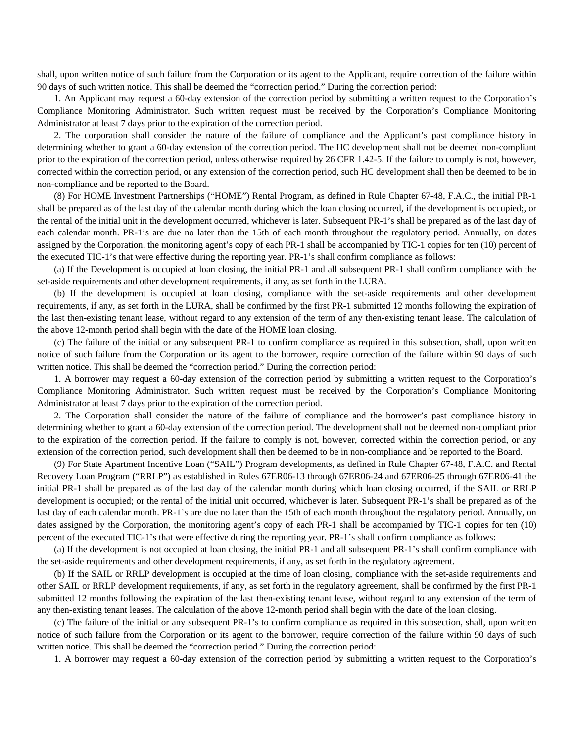shall, upon written notice of such failure from the Corporation or its agent to the Applicant, require correction of the failure within 90 days of such written notice. This shall be deemed the "correction period." During the correction period:

1. An Applicant may request a 60-day extension of the correction period by submitting a written request to the Corporation's Compliance Monitoring Administrator. Such written request must be received by the Corporation's Compliance Monitoring Administrator at least 7 days prior to the expiration of the correction period.

2. The corporation shall consider the nature of the failure of compliance and the Applicant's past compliance history in determining whether to grant a 60-day extension of the correction period. The HC development shall not be deemed non-compliant prior to the expiration of the correction period, unless otherwise required by 26 CFR 1.42-5. If the failure to comply is not, however, corrected within the correction period, or any extension of the correction period, such HC development shall then be deemed to be in non-compliance and be reported to the Board.

(8) For HOME Investment Partnerships ("HOME") Rental Program, as defined in Rule Chapter 67-48, F.A.C., the initial PR-1 shall be prepared as of the last day of the calendar month during which the loan closing occurred, if the development is occupied;, or the rental of the initial unit in the development occurred, whichever is later. Subsequent PR-1's shall be prepared as of the last day of each calendar month. PR-1's are due no later than the 15th of each month throughout the regulatory period. Annually, on dates assigned by the Corporation, the monitoring agent's copy of each PR-1 shall be accompanied by TIC-1 copies for ten (10) percent of the executed TIC-1's that were effective during the reporting year. PR-1's shall confirm compliance as follows:

(a) If the Development is occupied at loan closing, the initial PR-1 and all subsequent PR-1 shall confirm compliance with the set-aside requirements and other development requirements, if any, as set forth in the LURA.

(b) If the development is occupied at loan closing, compliance with the set-aside requirements and other development requirements, if any, as set forth in the LURA, shall be confirmed by the first PR-1 submitted 12 months following the expiration of the last then-existing tenant lease, without regard to any extension of the term of any then-existing tenant lease. The calculation of the above 12-month period shall begin with the date of the HOME loan closing.

(c) The failure of the initial or any subsequent PR-1 to confirm compliance as required in this subsection, shall, upon written notice of such failure from the Corporation or its agent to the borrower, require correction of the failure within 90 days of such written notice. This shall be deemed the "correction period." During the correction period:

1. A borrower may request a 60-day extension of the correction period by submitting a written request to the Corporation's Compliance Monitoring Administrator. Such written request must be received by the Corporation's Compliance Monitoring Administrator at least 7 days prior to the expiration of the correction period.

2. The Corporation shall consider the nature of the failure of compliance and the borrower's past compliance history in determining whether to grant a 60-day extension of the correction period. The development shall not be deemed non-compliant prior to the expiration of the correction period. If the failure to comply is not, however, corrected within the correction period, or any extension of the correction period, such development shall then be deemed to be in non-compliance and be reported to the Board.

(9) For State Apartment Incentive Loan ("SAIL") Program developments, as defined in Rule Chapter 67-48, F.A.C. and Rental Recovery Loan Program ("RRLP") as established in Rules 67ER06-13 through 67ER06-24 and 67ER06-25 through 67ER06-41 the initial PR-1 shall be prepared as of the last day of the calendar month during which loan closing occurred, if the SAIL or RRLP development is occupied; or the rental of the initial unit occurred, whichever is later. Subsequent PR-1's shall be prepared as of the last day of each calendar month. PR-1's are due no later than the 15th of each month throughout the regulatory period. Annually, on dates assigned by the Corporation, the monitoring agent's copy of each PR-1 shall be accompanied by TIC-1 copies for ten (10) percent of the executed TIC-1's that were effective during the reporting year. PR-1's shall confirm compliance as follows:

(a) If the development is not occupied at loan closing, the initial PR-1 and all subsequent PR-1's shall confirm compliance with the set-aside requirements and other development requirements, if any, as set forth in the regulatory agreement.

(b) If the SAIL or RRLP development is occupied at the time of loan closing, compliance with the set-aside requirements and other SAIL or RRLP development requirements, if any, as set forth in the regulatory agreement, shall be confirmed by the first PR-1 submitted 12 months following the expiration of the last then-existing tenant lease, without regard to any extension of the term of any then-existing tenant leases. The calculation of the above 12-month period shall begin with the date of the loan closing.

(c) The failure of the initial or any subsequent PR-1's to confirm compliance as required in this subsection, shall, upon written notice of such failure from the Corporation or its agent to the borrower, require correction of the failure within 90 days of such written notice. This shall be deemed the "correction period." During the correction period:

1. A borrower may request a 60-day extension of the correction period by submitting a written request to the Corporation's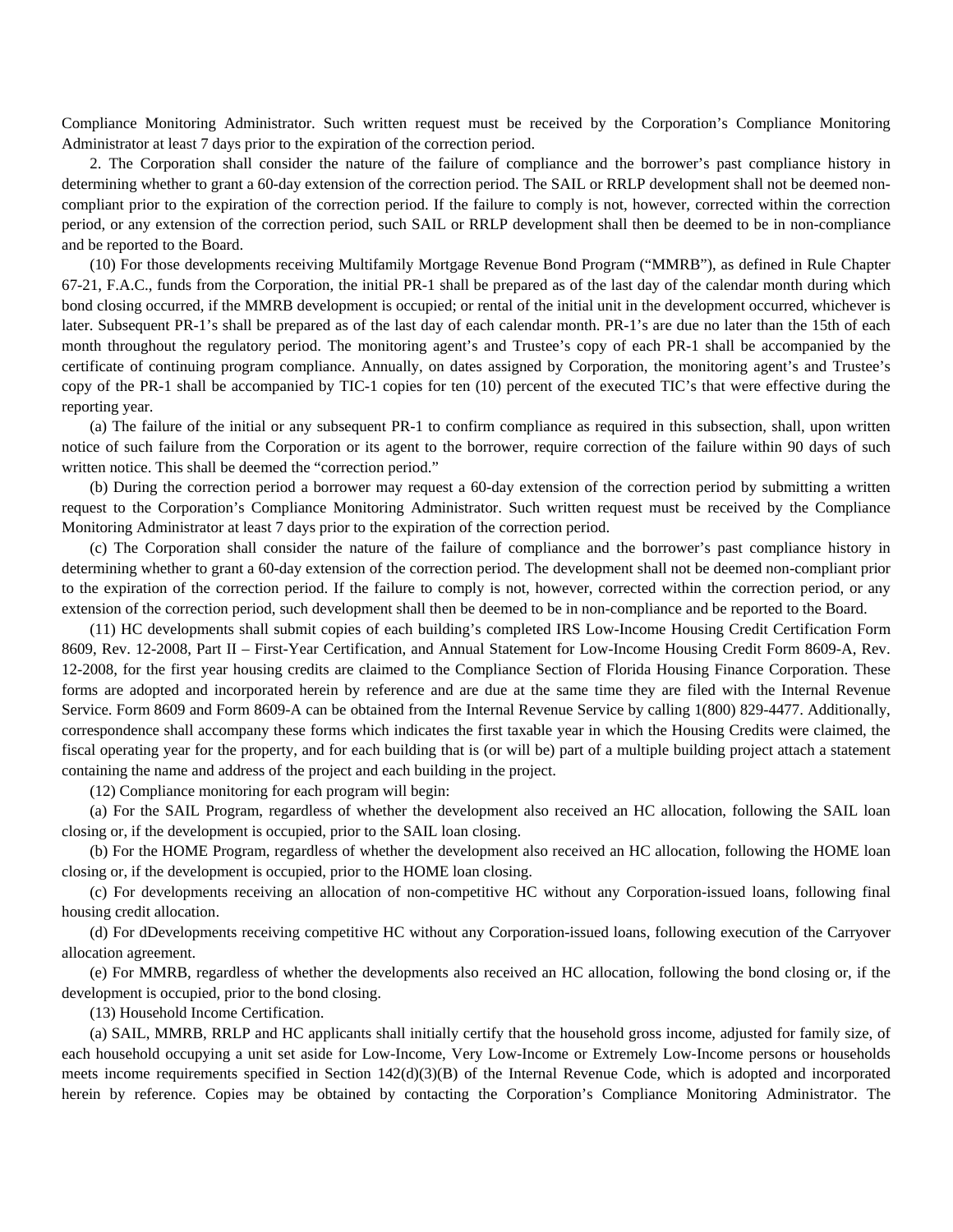Compliance Monitoring Administrator. Such written request must be received by the Corporation's Compliance Monitoring Administrator at least 7 days prior to the expiration of the correction period.

2. The Corporation shall consider the nature of the failure of compliance and the borrower's past compliance history in determining whether to grant a 60-day extension of the correction period. The SAIL or RRLP development shall not be deemed non-compliant prior to the expiration of the correction period. If the failure to comply is not, however, corrected within the correction period, or any extension of the correction period, such SAIL or RRLP development shall then be deemed to be in non-compliance and be reported to the Board.

(10) For those developments receiving Multifamily Mortgage Revenue Bond Program ("MMRB"), as defined in Rule Chapter 67-21, F.A.C., funds from the Corporation, the initial PR-1 shall be prepared as of the last day of the calendar month during which bond closing occurred, if the MMRB development is occupied; or rental of the initial unit in the development occurred, whichever is later. Subsequent PR-1's shall be prepared as of the last day of each calendar month. PR-1's are due no later than the 15th of each month throughout the regulatory period. The monitoring agent's and Trustee's copy of each PR-1 shall be accompanied by the certificate of continuing program compliance. Annually, on dates assigned by Corporation, the monitoring agent's and Trustee's copy of the PR-1 shall be accompanied by TIC-1 copies for ten (10) percent of the executed TIC's that were effective during the reporting year.

(a) The failure of the initial or any subsequent PR-1 to confirm compliance as required in this subsection, shall, upon written notice of such failure from the Corporation or its agent to the borrower, require correction of the failure within 90 days of such written notice. This shall be deemed the "correction period."

(b) During the correction period a borrower may request a 60-day extension of the correction period by submitting a written request to the Corporation's Compliance Monitoring Administrator. Such written request must be received by the Compliance Monitoring Administrator at least 7 days prior to the expiration of the correction period.

(c) The Corporation shall consider the nature of the failure of compliance and the borrower's past compliance history in determining whether to grant a 60-day extension of the correction period. The development shall not be deemed non-compliant prior to the expiration of the correction period. If the failure to comply is not, however, corrected within the correction period, or any extension of the correction period, such development shall then be deemed to be in non-compliance and be reported to the Board.

(11) HC developments shall submit copies of each building's completed IRS Low-Income Housing Credit Certification Form 8609, Rev. 12-2008, Part II – First-Year Certification, and Annual Statement for Low-Income Housing Credit Form 8609-A, Rev. 12-2008, for the first year housing credits are claimed to the Compliance Section of Florida Housing Finance Corporation. These forms are adopted and incorporated herein by reference and are due at the same time they are filed with the Internal Revenue Service. Form 8609 and Form 8609-A can be obtained from the Internal Revenue Service by calling 1(800) 829-4477. Additionally, correspondence shall accompany these forms which indicates the first taxable year in which the Housing Credits were claimed, the fiscal operating year for the property, and for each building that is (or will be) part of a multiple building project attach a statement containing the name and address of the project and each building in the project.

(12) Compliance monitoring for each program will begin:

(a) For the SAIL Program, regardless of whether the development also received an HC allocation, following the SAIL loan closing or, if the development is occupied, prior to the SAIL loan closing.

(b) For the HOME Program, regardless of whether the development also received an HC allocation, following the HOME loan closing or, if the development is occupied, prior to the HOME loan closing.

(c) For developments receiving an allocation of non-competitive HC without any Corporation-issued loans, following final housing credit allocation.

(d) For dDevelopments receiving competitive HC without any Corporation-issued loans, following execution of the Carryover allocation agreement.

(e) For MMRB, regardless of whether the developments also received an HC allocation, following the bond closing or, if the development is occupied, prior to the bond closing.

(13) Household Income Certification.

(a) SAIL, MMRB, RRLP and HC applicants shall initially certify that the household gross income, adjusted for family size, of each household occupying a unit set aside for Low-Income, Very Low-Income or Extremely Low-Income persons or households meets income requirements specified in Section 142(d)(3)(B) of the Internal Revenue Code, which is adopted and incorporated herein by reference. Copies may be obtained by contacting the Corporation's Compliance Monitoring Administrator. The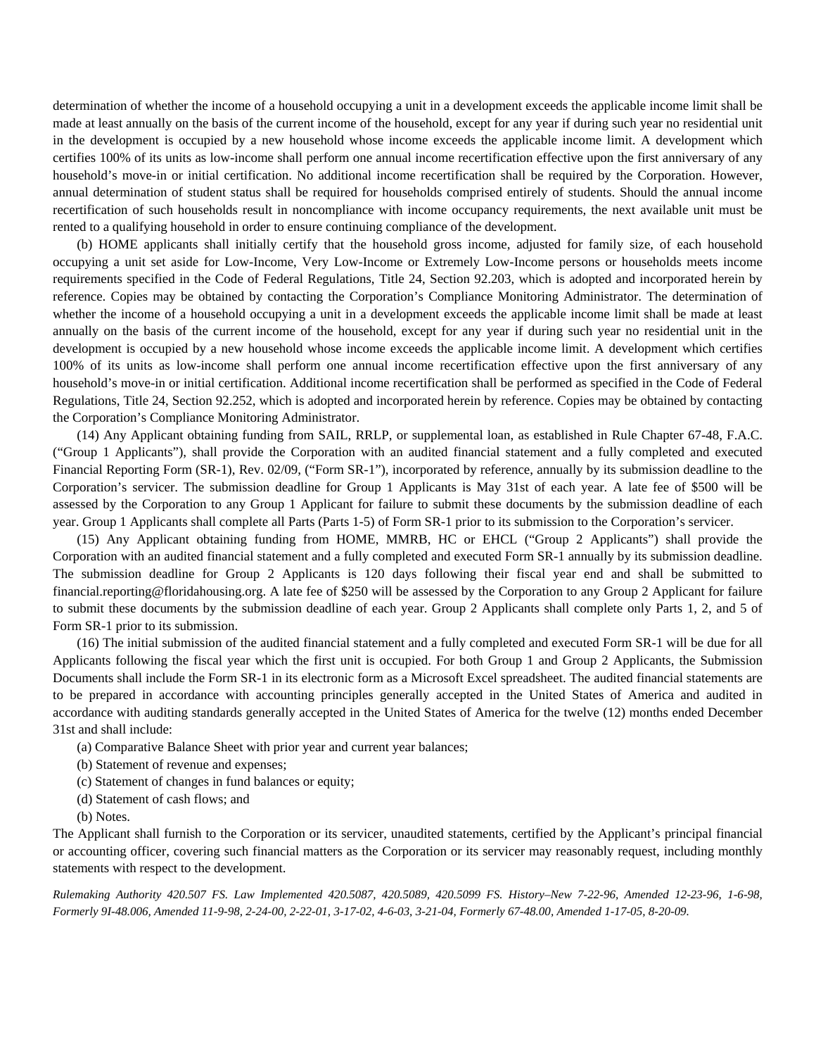determination of whether the income of a household occupying a unit in a development exceeds the applicable income limit shall be made at least annually on the basis of the current income of the household, except for any year if during such year no residential unit in the development is occupied by a new household whose income exceeds the applicable income limit. A development which certifies 100% of its units as low-income shall perform one annual income recertification effective upon the first anniversary of any household's move-in or initial certification. No additional income recertification shall be required by the Corporation. However, annual determination of student status shall be required for households comprised entirely of students. Should the annual income recertification of such households result in noncompliance with income occupancy requirements, the next available unit must be rented to a qualifying household in order to ensure continuing compliance of the development.

(b) HOME applicants shall initially certify that the household gross income, adjusted for family size, of each household occupying a unit set aside for Low-Income, Very Low-Income or Extremely Low-Income persons or households meets income requirements specified in the Code of Federal Regulations, Title 24, Section 92.203, which is adopted and incorporated herein by reference. Copies may be obtained by contacting the Corporation's Compliance Monitoring Administrator. The determination of whether the income of a household occupying a unit in a development exceeds the applicable income limit shall be made at least annually on the basis of the current income of the household, except for any year if during such year no residential unit in the development is occupied by a new household whose income exceeds the applicable income limit. A development which certifies 100% of its units as low-income shall perform one annual income recertification effective upon the first anniversary of any household's move-in or initial certification. Additional income recertification shall be performed as specified in the Code of Federal Regulations, Title 24, Section 92.252, which is adopted and incorporated herein by reference. Copies may be obtained by contacting the Corporation's Compliance Monitoring Administrator.

(14) Any Applicant obtaining funding from SAIL, RRLP, or supplemental loan, as established in Rule Chapter 67-48, F.A.C. ("Group 1 Applicants"), shall provide the Corporation with an audited financial statement and a fully completed and executed Financial Reporting Form (SR-1), Rev. 02/09, ("Form SR-1"), incorporated by reference, annually by its submission deadline to the Corporation's servicer. The submission deadline for Group 1 Applicants is May 31st of each year. A late fee of $500 will be assessed by the Corporation to any Group 1 Applicant for failure to submit these documents by the submission deadline of each year. Group 1 Applicants shall complete all Parts (Parts 1-5) of Form SR-1 prior to its submission to the Corporation's servicer.

(15) Any Applicant obtaining funding from HOME, MMRB, HC or EHCL ("Group 2 Applicants") shall provide the Corporation with an audited financial statement and a fully completed and executed Form SR-1 annually by its submission deadline. The submission deadline for Group 2 Applicants is 120 days following their fiscal year end and shall be submitted to financial.reporting@floridahousing.org. A late fee of $250 will be assessed by the Corporation to any Group 2 Applicant for failure to submit these documents by the submission deadline of each year. Group 2 Applicants shall complete only Parts 1, 2, and 5 of Form SR-1 prior to its submission.

(16) The initial submission of the audited financial statement and a fully completed and executed Form SR-1 will be due for all Applicants following the fiscal year which the first unit is occupied. For both Group 1 and Group 2 Applicants, the Submission Documents shall include the Form SR-1 in its electronic form as a Microsoft Excel spreadsheet. The audited financial statements are to be prepared in accordance with accounting principles generally accepted in the United States of America and audited in accordance with auditing standards generally accepted in the United States of America for the twelve (12) months ended December 31st and shall include:

(a) Comparative Balance Sheet with prior year and current year balances;

(b) Statement of revenue and expenses;

(c) Statement of changes in fund balances or equity;

(d) Statement of cash flows; and

(b) Notes.

The Applicant shall furnish to the Corporation or its servicer, unaudited statements, certified by the Applicant's principal financial or accounting officer, covering such financial matters as the Corporation or its servicer may reasonably request, including monthly statements with respect to the development.

*Rulemaking Authority 420.507 FS. Law Implemented 420.5087, 420.5089, 420.5099 FS. History–New 7-22-96, Amended 12-23-96, 1-6-98, Formerly 9I-48.006, Amended 11-9-98, 2-24-00, 2-22-01, 3-17-02, 4-6-03, 3-21-04, Formerly 67-48.00, Amended 1-17-05, 8-20-09.*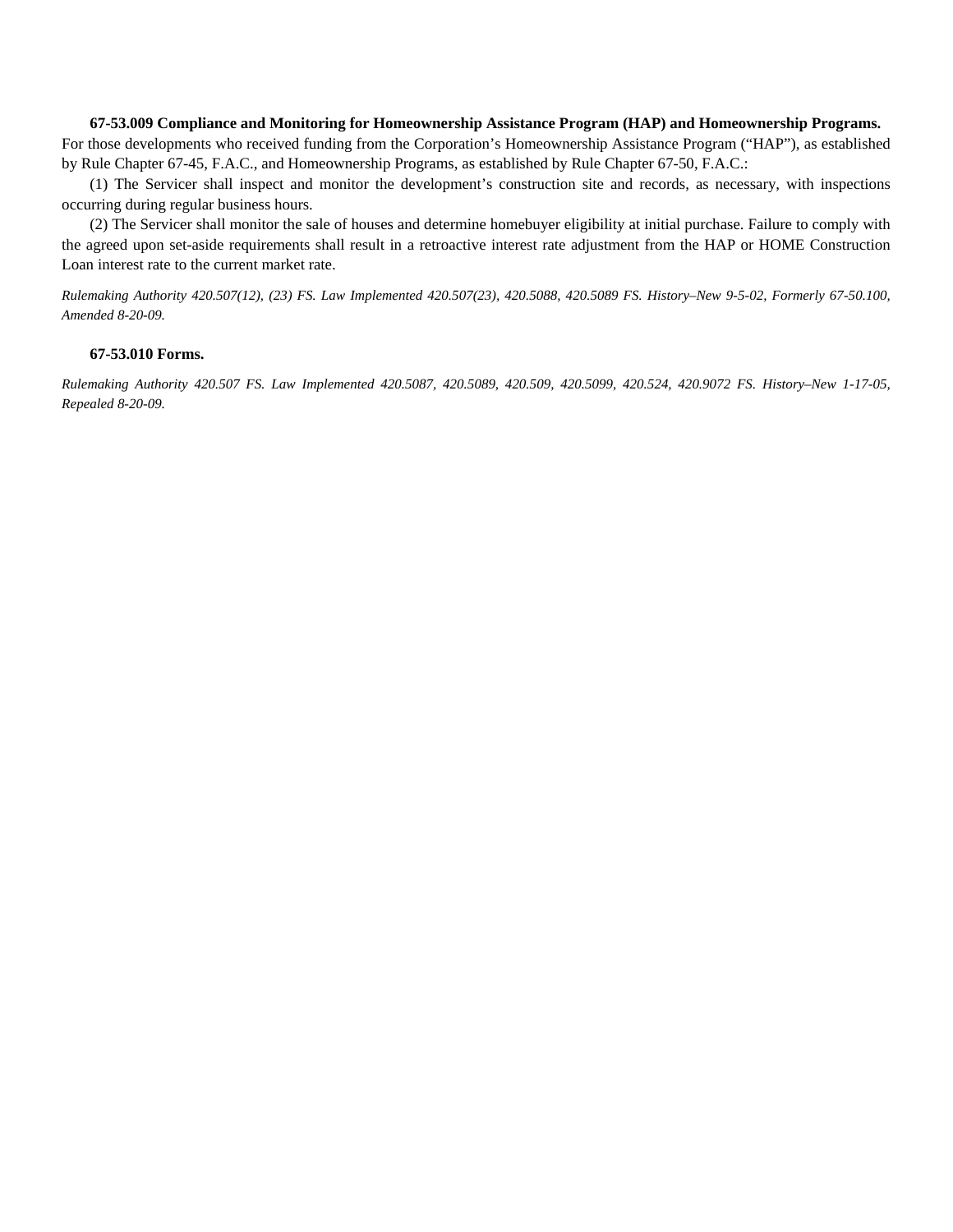**67-53.009 Compliance and Monitoring for Homeownership Assistance Program (HAP) and Homeownership Programs.** For those developments who received funding from the Corporation's Homeownership Assistance Program ("HAP"), as established by Rule Chapter 67-45, F.A.C., and Homeownership Programs, as established by Rule Chapter 67-50, F.A.C.:

(1) The Servicer shall inspect and monitor the development's construction site and records, as necessary, with inspections occurring during regular business hours.

(2) The Servicer shall monitor the sale of houses and determine homebuyer eligibility at initial purchase. Failure to comply with the agreed upon set-aside requirements shall result in a retroactive interest rate adjustment from the HAP or HOME Construction Loan interest rate to the current market rate.

*Rulemaking Authority 420.507(12), (23) FS. Law Implemented 420.507(23), 420.5088, 420.5089 FS. History–New 9-5-02, Formerly 67-50.100, Amended 8-20-09.*

**67-53.010 Forms.**

*Rulemaking Authority 420.507 FS. Law Implemented 420.5087, 420.5089, 420.509, 420.5099, 420.524, 420.9072 FS. History–New 1-17-05, Repealed 8-20-09.*